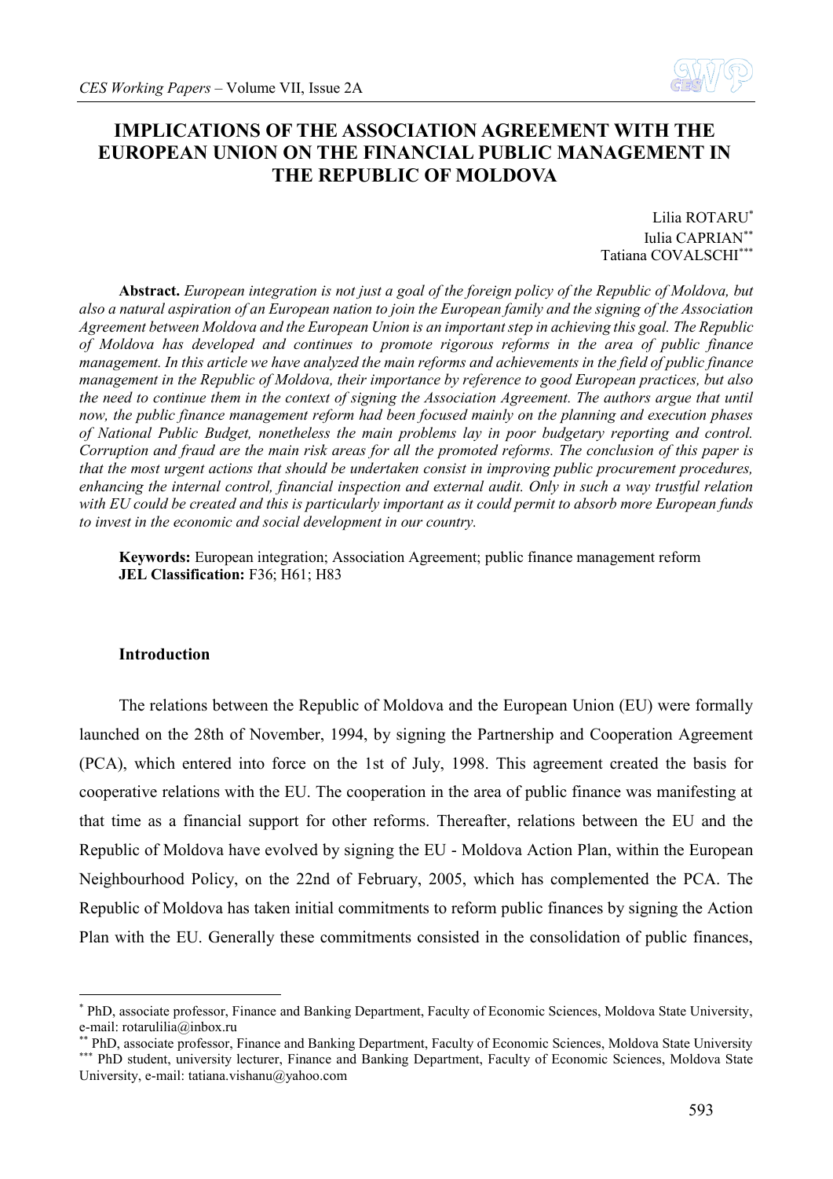# IMPLICATIONS OF THE ASSOCIATION AGREEMENT WITH THE EUROPEAN UNION ON THE FINANCIAL PUBLIC MANAGEMENT IN THE REPUBLIC OF MOLDOVA

Lilia ROTARU[*]
Iulia CAPRIAN[**]
Tatiana COVALSCHI[***]

**Abstract.** *European integration is not just a goal of the foreign policy of the Republic of Moldova, but also a natural aspiration of an European nation to join the European family and the signing of the Association Agreement between Moldova and the European Union is an important step in achieving this goal. The Republic of Moldova has developed and continues to promote rigorous reforms in the area of public finance management. In this article we have analyzed the main reforms and achievements in the field of public finance management in the Republic of Moldova, their importance by reference to good European practices, but also the need to continue them in the context of signing the Association Agreement. The authors argue that until now, the public finance management reform had been focused mainly on the planning and execution phases of National Public Budget, nonetheless the main problems lay in poor budgetary reporting and control. Corruption and fraud are the main risk areas for all the promoted reforms. The conclusion of this paper is that the most urgent actions that should be undertaken consist in improving public procurement procedures, enhancing the internal control, financial inspection and external audit. Only in such a way trustful relation with EU could be created and this is particularly important as it could permit to absorb more European funds to invest in the economic and social development in our country.*

**Keywords:** European integration; Association Agreement; public finance management reform
**JEL Classification:** F36; H61; H83

## Introduction

The relations between the Republic of Moldova and the European Union (EU) were formally launched on the 28th of November, 1994, by signing the Partnership and Cooperation Agreement (PCA), which entered into force on the 1st of July, 1998. This agreement created the basis for cooperative relations with the EU. The cooperation in the area of public finance was manifesting at that time as a financial support for other reforms. Thereafter, relations between the EU and the Republic of Moldova have evolved by signing the EU - Moldova Action Plan, within the European Neighbourhood Policy, on the 22nd of February, 2005, which has complemented the PCA. The Republic of Moldova has taken initial commitments to reform public finances by signing the Action Plan with the EU. Generally these commitments consisted in the consolidation of public finances,

---

[*] PhD, associate professor, Finance and Banking Department, Faculty of Economic Sciences, Moldova State University, e-mail: rotarulilia@inbox.ru

[**] PhD, associate professor, Finance and Banking Department, Faculty of Economic Sciences, Moldova State University

[***] PhD student, university lecturer, Finance and Banking Department, Faculty of Economic Sciences, Moldova State University, e-mail: tatiana.vishanu@yahoo.com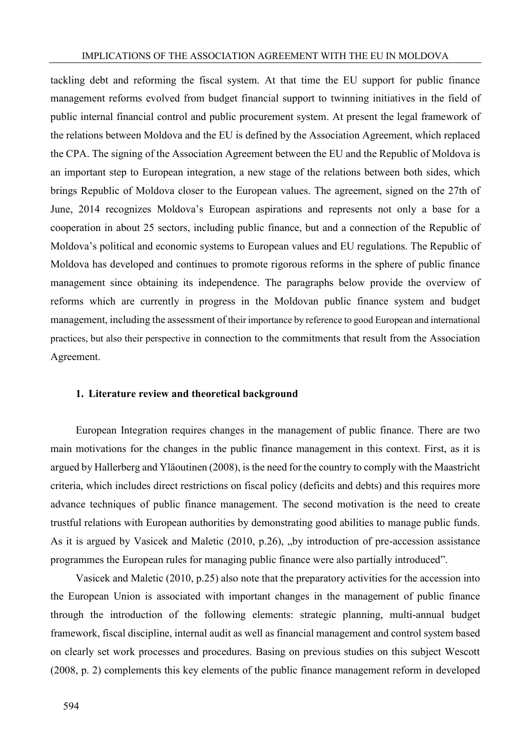tackling debt and reforming the fiscal system. At that time the EU support for public finance management reforms evolved from budget financial support to twinning initiatives in the field of public internal financial control and public procurement system. At present the legal framework of the relations between Moldova and the EU is defined by the Association Agreement, which replaced the CPA. The signing of the Association Agreement between the EU and the Republic of Moldova is an important step to European integration, a new stage of the relations between both sides, which brings Republic of Moldova closer to the European values. The agreement, signed on the 27th of June, 2014 recognizes Moldova's European aspirations and represents not only a base for a cooperation in about 25 sectors, including public finance, but and a connection of the Republic of Moldova's political and economic systems to European values and EU regulations. The Republic of Moldova has developed and continues to promote rigorous reforms in the sphere of public finance management since obtaining its independence. The paragraphs below provide the overview of reforms which are currently in progress in the Moldovan public finance system and budget management, including the assessment of their importance by reference to good European and international practices, but also their perspective in connection to the commitments that result from the Association Agreement.

## 1. Literature review and theoretical background

European Integration requires changes in the management of public finance. There are two main motivations for the changes in the public finance management in this context. First, as it is argued by Hallerberg and Yläoutinen (2008), is the need for the country to comply with the Maastricht criteria, which includes direct restrictions on fiscal policy (deficits and debts) and this requires more advance techniques of public finance management. The second motivation is the need to create trustful relations with European authorities by demonstrating good abilities to manage public funds. As it is argued by Vasicek and Maletic (2010, p.26), „by introduction of pre-accession assistance programmes the European rules for managing public finance were also partially introduced".

Vasicek and Maletic (2010, p.25) also note that the preparatory activities for the accession into the European Union is associated with important changes in the management of public finance through the introduction of the following elements: strategic planning, multi-annual budget framework, fiscal discipline, internal audit as well as financial management and control system based on clearly set work processes and procedures. Basing on previous studies on this subject Wescott (2008, p. 2) complements this key elements of the public finance management reform in developed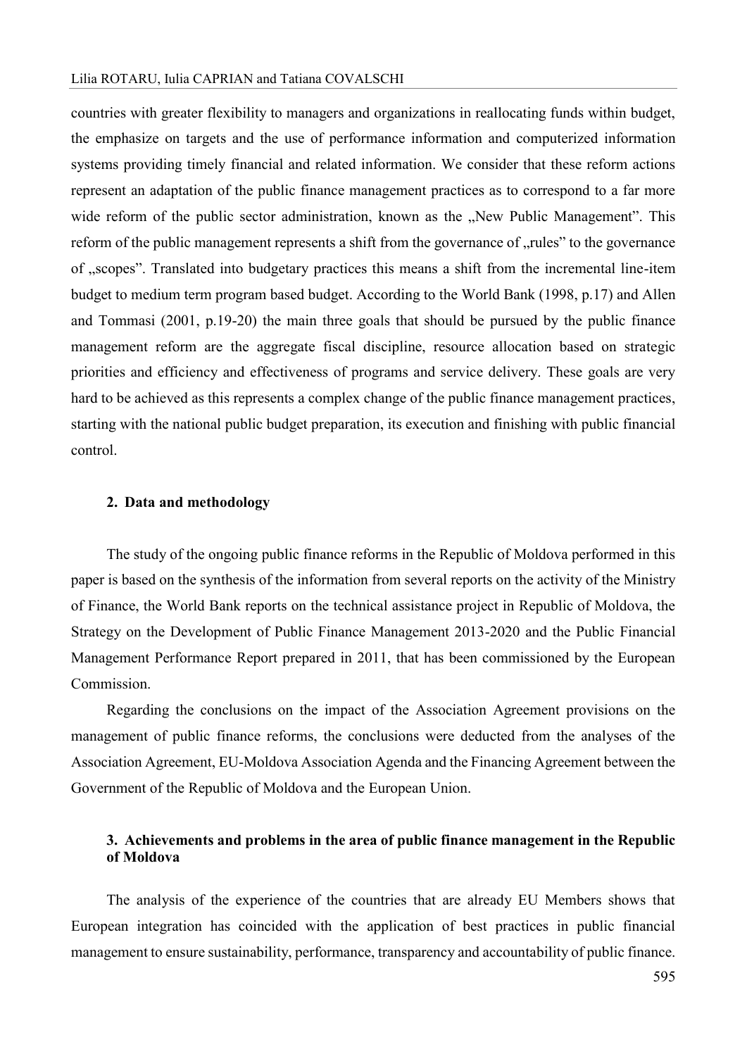countries with greater flexibility to managers and organizations in reallocating funds within budget, the emphasize on targets and the use of performance information and computerized information systems providing timely financial and related information. We consider that these reform actions represent an adaptation of the public finance management practices as to correspond to a far more wide reform of the public sector administration, known as the „New Public Management". This reform of the public management represents a shift from the governance of „rules" to the governance of „scopes". Translated into budgetary practices this means a shift from the incremental line-item budget to medium term program based budget. According to the World Bank (1998, p.17) and Allen and Tommasi (2001, p.19-20) the main three goals that should be pursued by the public finance management reform are the aggregate fiscal discipline, resource allocation based on strategic priorities and efficiency and effectiveness of programs and service delivery. These goals are very hard to be achieved as this represents a complex change of the public finance management practices, starting with the national public budget preparation, its execution and finishing with public financial control.

## 2. Data and methodology

The study of the ongoing public finance reforms in the Republic of Moldova performed in this paper is based on the synthesis of the information from several reports on the activity of the Ministry of Finance, the World Bank reports on the technical assistance project in Republic of Moldova, the Strategy on the Development of Public Finance Management 2013-2020 and the Public Financial Management Performance Report prepared in 2011, that has been commissioned by the European Commission.

Regarding the conclusions on the impact of the Association Agreement provisions on the management of public finance reforms, the conclusions were deducted from the analyses of the Association Agreement, EU-Moldova Association Agenda and the Financing Agreement between the Government of the Republic of Moldova and the European Union.

## 3. Achievements and problems in the area of public finance management in the Republic of Moldova

The analysis of the experience of the countries that are already EU Members shows that European integration has coincided with the application of best practices in public financial management to ensure sustainability, performance, transparency and accountability of public finance.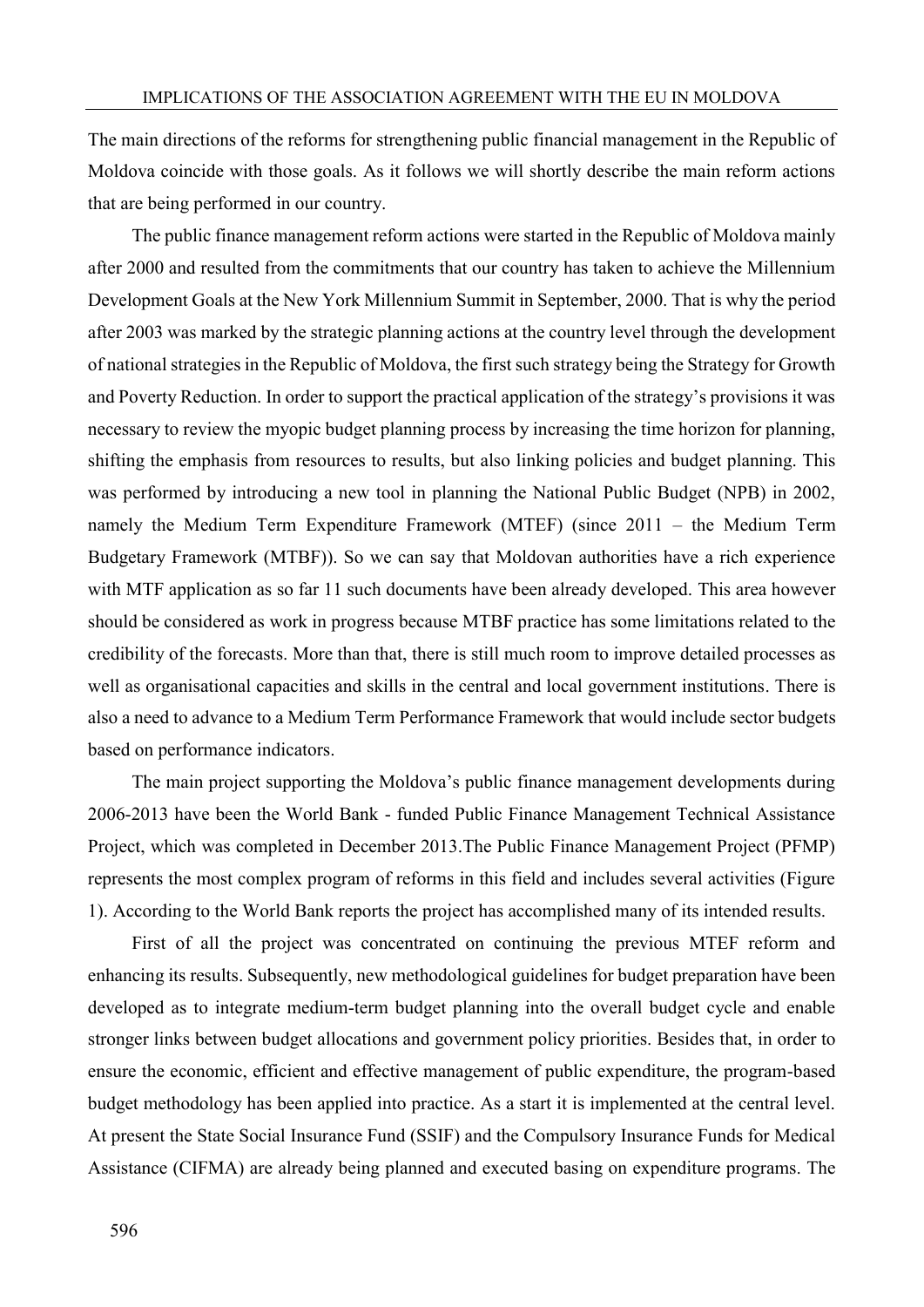The main directions of the reforms for strengthening public financial management in the Republic of Moldova coincide with those goals. As it follows we will shortly describe the main reform actions that are being performed in our country.

The public finance management reform actions were started in the Republic of Moldova mainly after 2000 and resulted from the commitments that our country has taken to achieve the Millennium Development Goals at the New York Millennium Summit in September, 2000. That is why the period after 2003 was marked by the strategic planning actions at the country level through the development of national strategies in the Republic of Moldova, the first such strategy being the Strategy for Growth and Poverty Reduction. In order to support the practical application of the strategy's provisions it was necessary to review the myopic budget planning process by increasing the time horizon for planning, shifting the emphasis from resources to results, but also linking policies and budget planning. This was performed by introducing a new tool in planning the National Public Budget (NPB) in 2002, namely the Medium Term Expenditure Framework (MTEF) (since 2011 – the Medium Term Budgetary Framework (MTBF)). So we can say that Moldovan authorities have a rich experience with MTF application as so far 11 such documents have been already developed. This area however should be considered as work in progress because MTBF practice has some limitations related to the credibility of the forecasts. More than that, there is still much room to improve detailed processes as well as organisational capacities and skills in the central and local government institutions. There is also a need to advance to a Medium Term Performance Framework that would include sector budgets based on performance indicators.

The main project supporting the Moldova's public finance management developments during 2006-2013 have been the World Bank - funded Public Finance Management Technical Assistance Project, which was completed in December 2013.The Public Finance Management Project (PFMP) represents the most complex program of reforms in this field and includes several activities (Figure 1). According to the World Bank reports the project has accomplished many of its intended results.

First of all the project was concentrated on continuing the previous MTEF reform and enhancing its results. Subsequently, new methodological guidelines for budget preparation have been developed as to integrate medium-term budget planning into the overall budget cycle and enable stronger links between budget allocations and government policy priorities. Besides that, in order to ensure the economic, efficient and effective management of public expenditure, the program-based budget methodology has been applied into practice. As a start it is implemented at the central level. At present the State Social Insurance Fund (SSIF) and the Compulsory Insurance Funds for Medical Assistance (CIFMA) are already being planned and executed basing on expenditure programs. The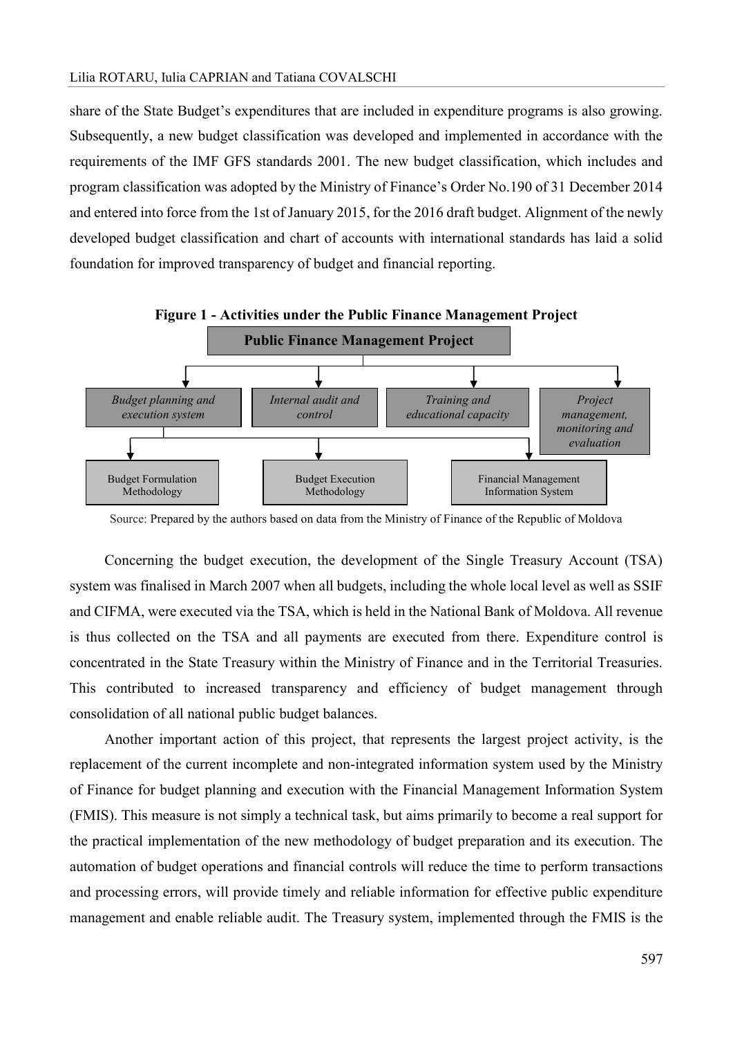share of the State Budget's expenditures that are included in expenditure programs is also growing. Subsequently, a new budget classification was developed and implemented in accordance with the requirements of the IMF GFS standards 2001. The new budget classification, which includes and program classification was adopted by the Ministry of Finance's Order No.190 of 31 December 2014 and entered into force from the 1st of January 2015, for the 2016 draft budget. Alignment of the newly developed budget classification and chart of accounts with international standards has laid a solid foundation for improved transparency of budget and financial reporting.

**Figure 1 - Activities under the Public Finance Management Project**

**Public Finance Management Project**

- *Budget planning and execution system*
  - Budget Formulation Methodology
  - Budget Execution Methodology
  - Financial Management Information System
- *Internal audit and control*
- *Training and educational capacity*
- *Project management, monitoring and evaluation*

Source: Prepared by the authors based on data from the Ministry of Finance of the Republic of Moldova

Concerning the budget execution, the development of the Single Treasury Account (TSA) system was finalised in March 2007 when all budgets, including the whole local level as well as SSIF and CIFMA, were executed via the TSA, which is held in the National Bank of Moldova. All revenue is thus collected on the TSA and all payments are executed from there. Expenditure control is concentrated in the State Treasury within the Ministry of Finance and in the Territorial Treasuries. This contributed to increased transparency and efficiency of budget management through consolidation of all national public budget balances.

Another important action of this project, that represents the largest project activity, is the replacement of the current incomplete and non-integrated information system used by the Ministry of Finance for budget planning and execution with the Financial Management Information System (FMIS). This measure is not simply a technical task, but aims primarily to become a real support for the practical implementation of the new methodology of budget preparation and its execution. The automation of budget operations and financial controls will reduce the time to perform transactions and processing errors, will provide timely and reliable information for effective public expenditure management and enable reliable audit. The Treasury system, implemented through the FMIS is the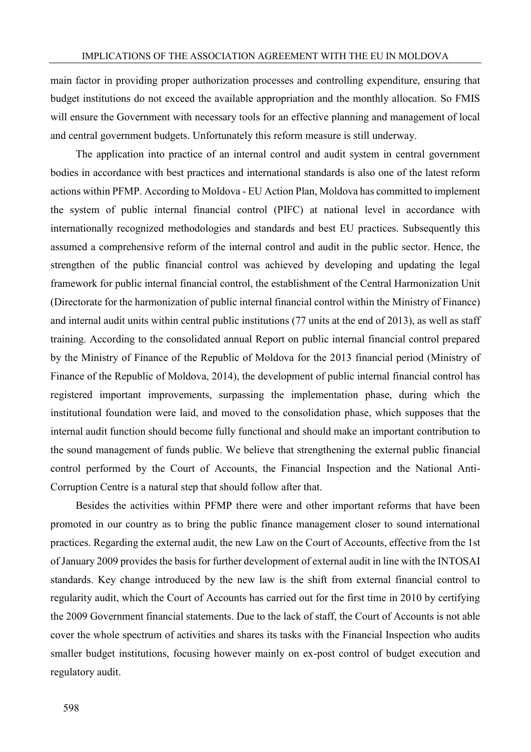main factor in providing proper authorization processes and controlling expenditure, ensuring that budget institutions do not exceed the available appropriation and the monthly allocation. So FMIS will ensure the Government with necessary tools for an effective planning and management of local and central government budgets. Unfortunately this reform measure is still underway.

The application into practice of an internal control and audit system in central government bodies in accordance with best practices and international standards is also one of the latest reform actions within PFMP. According to Moldova - EU Action Plan, Moldova has committed to implement the system of public internal financial control (PIFC) at national level in accordance with internationally recognized methodologies and standards and best EU practices. Subsequently this assumed a comprehensive reform of the internal control and audit in the public sector. Hence, the strengthen of the public financial control was achieved by developing and updating the legal framework for public internal financial control, the establishment of the Central Harmonization Unit (Directorate for the harmonization of public internal financial control within the Ministry of Finance) and internal audit units within central public institutions (77 units at the end of 2013), as well as staff training. According to the consolidated annual Report on public internal financial control prepared by the Ministry of Finance of the Republic of Moldova for the 2013 financial period (Ministry of Finance of the Republic of Moldova, 2014), the development of public internal financial control has registered important improvements, surpassing the implementation phase, during which the institutional foundation were laid, and moved to the consolidation phase, which supposes that the internal audit function should become fully functional and should make an important contribution to the sound management of funds public. We believe that strengthening the external public financial control performed by the Court of Accounts, the Financial Inspection and the National Anti-Corruption Centre is a natural step that should follow after that.

Besides the activities within PFMP there were and other important reforms that have been promoted in our country as to bring the public finance management closer to sound international practices. Regarding the external audit, the new Law on the Court of Accounts, effective from the 1st of January 2009 provides the basis for further development of external audit in line with the INTOSAI standards. Key change introduced by the new law is the shift from external financial control to regularity audit, which the Court of Accounts has carried out for the first time in 2010 by certifying the 2009 Government financial statements. Due to the lack of staff, the Court of Accounts is not able cover the whole spectrum of activities and shares its tasks with the Financial Inspection who audits smaller budget institutions, focusing however mainly on ex-post control of budget execution and regulatory audit.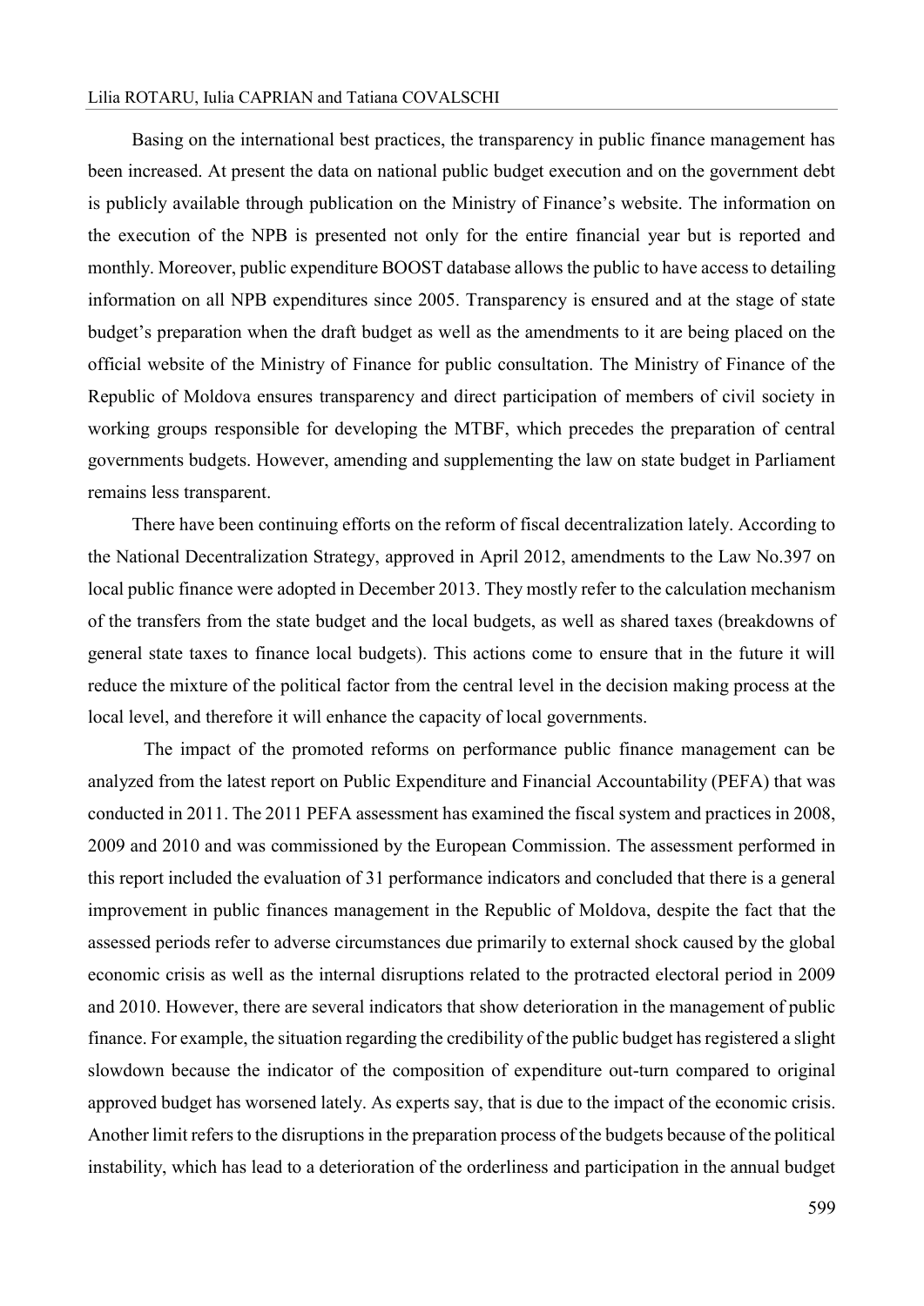Basing on the international best practices, the transparency in public finance management has been increased. At present the data on national public budget execution and on the government debt is publicly available through publication on the Ministry of Finance's website. The information on the execution of the NPB is presented not only for the entire financial year but is reported and monthly. Moreover, public expenditure BOOST database allows the public to have access to detailing information on all NPB expenditures since 2005. Transparency is ensured and at the stage of state budget's preparation when the draft budget as well as the amendments to it are being placed on the official website of the Ministry of Finance for public consultation. The Ministry of Finance of the Republic of Moldova ensures transparency and direct participation of members of civil society in working groups responsible for developing the MTBF, which precedes the preparation of central governments budgets. However, amending and supplementing the law on state budget in Parliament remains less transparent.

There have been continuing efforts on the reform of fiscal decentralization lately. According to the National Decentralization Strategy, approved in April 2012, amendments to the Law No.397 on local public finance were adopted in December 2013. They mostly refer to the calculation mechanism of the transfers from the state budget and the local budgets, as well as shared taxes (breakdowns of general state taxes to finance local budgets). This actions come to ensure that in the future it will reduce the mixture of the political factor from the central level in the decision making process at the local level, and therefore it will enhance the capacity of local governments.

The impact of the promoted reforms on performance public finance management can be analyzed from the latest report on Public Expenditure and Financial Accountability (PEFA) that was conducted in 2011. The 2011 PEFA assessment has examined the fiscal system and practices in 2008, 2009 and 2010 and was commissioned by the European Commission. The assessment performed in this report included the evaluation of 31 performance indicators and concluded that there is a general improvement in public finances management in the Republic of Moldova, despite the fact that the assessed periods refer to adverse circumstances due primarily to external shock caused by the global economic crisis as well as the internal disruptions related to the protracted electoral period in 2009 and 2010. However, there are several indicators that show deterioration in the management of public finance. For example, the situation regarding the credibility of the public budget has registered a slight slowdown because the indicator of the composition of expenditure out-turn compared to original approved budget has worsened lately. As experts say, that is due to the impact of the economic crisis. Another limit refers to the disruptions in the preparation process of the budgets because of the political instability, which has lead to a deterioration of the orderliness and participation in the annual budget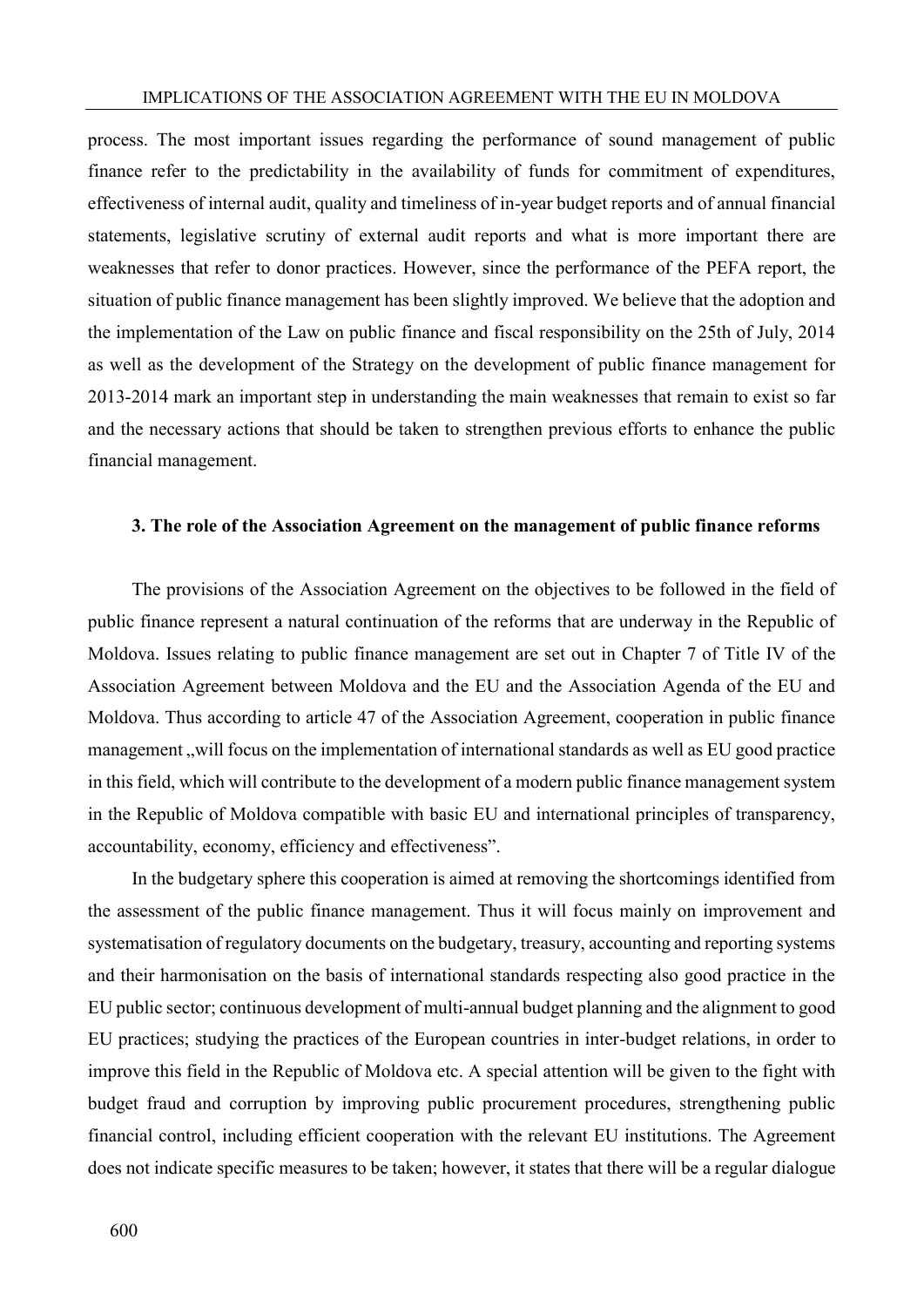process. The most important issues regarding the performance of sound management of public finance refer to the predictability in the availability of funds for commitment of expenditures, effectiveness of internal audit, quality and timeliness of in-year budget reports and of annual financial statements, legislative scrutiny of external audit reports and what is more important there are weaknesses that refer to donor practices. However, since the performance of the PEFA report, the situation of public finance management has been slightly improved. We believe that the adoption and the implementation of the Law on public finance and fiscal responsibility on the 25th of July, 2014 as well as the development of the Strategy on the development of public finance management for 2013-2014 mark an important step in understanding the main weaknesses that remain to exist so far and the necessary actions that should be taken to strengthen previous efforts to enhance the public financial management.

### 3. The role of the Association Agreement on the management of public finance reforms

The provisions of the Association Agreement on the objectives to be followed in the field of public finance represent a natural continuation of the reforms that are underway in the Republic of Moldova. Issues relating to public finance management are set out in Chapter 7 of Title IV of the Association Agreement between Moldova and the EU and the Association Agenda of the EU and Moldova. Thus according to article 47 of the Association Agreement, cooperation in public finance management „will focus on the implementation of international standards as well as EU good practice in this field, which will contribute to the development of a modern public finance management system in the Republic of Moldova compatible with basic EU and international principles of transparency, accountability, economy, efficiency and effectiveness".

In the budgetary sphere this cooperation is aimed at removing the shortcomings identified from the assessment of the public finance management. Thus it will focus mainly on improvement and systematisation of regulatory documents on the budgetary, treasury, accounting and reporting systems and their harmonisation on the basis of international standards respecting also good practice in the EU public sector; continuous development of multi-annual budget planning and the alignment to good EU practices; studying the practices of the European countries in inter-budget relations, in order to improve this field in the Republic of Moldova etc. A special attention will be given to the fight with budget fraud and corruption by improving public procurement procedures, strengthening public financial control, including efficient cooperation with the relevant EU institutions. The Agreement does not indicate specific measures to be taken; however, it states that there will be a regular dialogue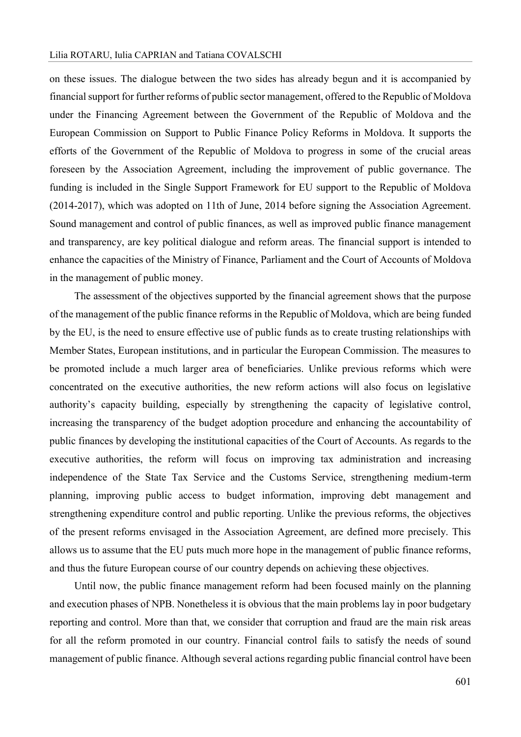on these issues. The dialogue between the two sides has already begun and it is accompanied by financial support for further reforms of public sector management, offered to the Republic of Moldova under the Financing Agreement between the Government of the Republic of Moldova and the European Commission on Support to Public Finance Policy Reforms in Moldova. It supports the efforts of the Government of the Republic of Moldova to progress in some of the crucial areas foreseen by the Association Agreement, including the improvement of public governance. The funding is included in the Single Support Framework for EU support to the Republic of Moldova (2014-2017), which was adopted on 11th of June, 2014 before signing the Association Agreement. Sound management and control of public finances, as well as improved public finance management and transparency, are key political dialogue and reform areas. The financial support is intended to enhance the capacities of the Ministry of Finance, Parliament and the Court of Accounts of Moldova in the management of public money.

The assessment of the objectives supported by the financial agreement shows that the purpose of the management of the public finance reforms in the Republic of Moldova, which are being funded by the EU, is the need to ensure effective use of public funds as to create trusting relationships with Member States, European institutions, and in particular the European Commission. The measures to be promoted include a much larger area of beneficiaries. Unlike previous reforms which were concentrated on the executive authorities, the new reform actions will also focus on legislative authority's capacity building, especially by strengthening the capacity of legislative control, increasing the transparency of the budget adoption procedure and enhancing the accountability of public finances by developing the institutional capacities of the Court of Accounts. As regards to the executive authorities, the reform will focus on improving tax administration and increasing independence of the State Tax Service and the Customs Service, strengthening medium-term planning, improving public access to budget information, improving debt management and strengthening expenditure control and public reporting. Unlike the previous reforms, the objectives of the present reforms envisaged in the Association Agreement, are defined more precisely. This allows us to assume that the EU puts much more hope in the management of public finance reforms, and thus the future European course of our country depends on achieving these objectives.

Until now, the public finance management reform had been focused mainly on the planning and execution phases of NPB. Nonetheless it is obvious that the main problems lay in poor budgetary reporting and control. More than that, we consider that corruption and fraud are the main risk areas for all the reform promoted in our country. Financial control fails to satisfy the needs of sound management of public finance. Although several actions regarding public financial control have been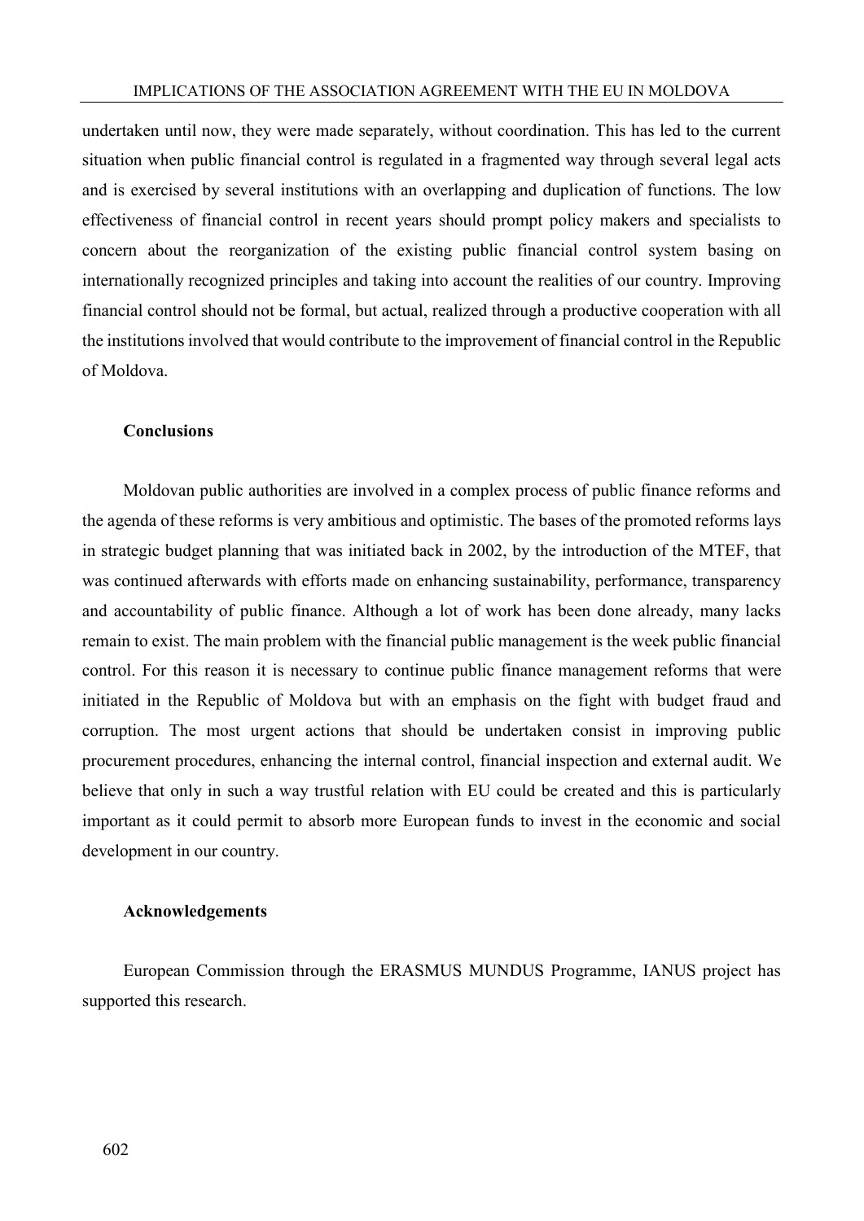undertaken until now, they were made separately, without coordination. This has led to the current situation when public financial control is regulated in a fragmented way through several legal acts and is exercised by several institutions with an overlapping and duplication of functions. The low effectiveness of financial control in recent years should prompt policy makers and specialists to concern about the reorganization of the existing public financial control system basing on internationally recognized principles and taking into account the realities of our country. Improving financial control should not be formal, but actual, realized through a productive cooperation with all the institutions involved that would contribute to the improvement of financial control in the Republic of Moldova.

### Conclusions

Moldovan public authorities are involved in a complex process of public finance reforms and the agenda of these reforms is very ambitious and optimistic. The bases of the promoted reforms lays in strategic budget planning that was initiated back in 2002, by the introduction of the MTEF, that was continued afterwards with efforts made on enhancing sustainability, performance, transparency and accountability of public finance. Although a lot of work has been done already, many lacks remain to exist. The main problem with the financial public management is the week public financial control. For this reason it is necessary to continue public finance management reforms that were initiated in the Republic of Moldova but with an emphasis on the fight with budget fraud and corruption. The most urgent actions that should be undertaken consist in improving public procurement procedures, enhancing the internal control, financial inspection and external audit. We believe that only in such a way trustful relation with EU could be created and this is particularly important as it could permit to absorb more European funds to invest in the economic and social development in our country.

### Acknowledgements

European Commission through the ERASMUS MUNDUS Programme, IANUS project has supported this research.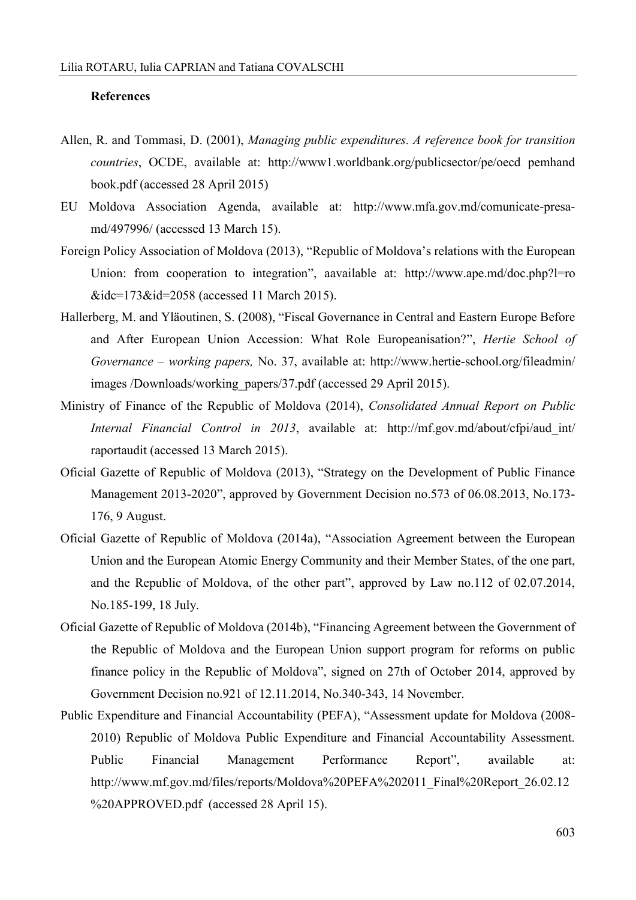**References**

Allen, R. and Tommasi, D. (2001), *Managing public expenditures. A reference book for transition countries*, OCDE, available at: http://www1.worldbank.org/publicsector/pe/oecd pemhand book.pdf (accessed 28 April 2015)

EU Moldova Association Agenda, available at: http://www.mfa.gov.md/comunicate-presa-md/497996/ (accessed 13 March 15).

Foreign Policy Association of Moldova (2013), "Republic of Moldova's relations with the European Union: from cooperation to integration", aavailable at: http://www.ape.md/doc.php?l=ro &idc=173&id=2058 (accessed 11 March 2015).

Hallerberg, M. and Yläoutinen, S. (2008), "Fiscal Governance in Central and Eastern Europe Before and After European Union Accession: What Role Europeanisation?", *Hertie School of Governance – working papers,* No. 37, available at: http://www.hertie-school.org/fileadmin/ images /Downloads/working_papers/37.pdf (accessed 29 April 2015).

Ministry of Finance of the Republic of Moldova (2014), *Consolidated Annual Report on Public Internal Financial Control in 2013*, available at: http://mf.gov.md/about/cfpi/aud_int/ raportaudit (accessed 13 March 2015).

Oficial Gazette of Republic of Moldova (2013), "Strategy on the Development of Public Finance Management 2013-2020", approved by Government Decision no.573 of 06.08.2013, No.173-176, 9 August.

Oficial Gazette of Republic of Moldova (2014a), "Association Agreement between the European Union and the European Atomic Energy Community and their Member States, of the one part, and the Republic of Moldova, of the other part", approved by Law no.112 of 02.07.2014, No.185-199, 18 July.

Oficial Gazette of Republic of Moldova (2014b), "Financing Agreement between the Government of the Republic of Moldova and the European Union support program for reforms on public finance policy in the Republic of Moldova", signed on 27th of October 2014, approved by Government Decision no.921 of 12.11.2014, No.340-343, 14 November.

Public Expenditure and Financial Accountability (PEFA), "Assessment update for Moldova (2008-2010) Republic of Moldova Public Expenditure and Financial Accountability Assessment. Public Financial Management Performance Report", available at: http://www.mf.gov.md/files/reports/Moldova%20PEFA%202011_Final%20Report_26.02.12 %20APPROVED.pdf (accessed 28 April 15).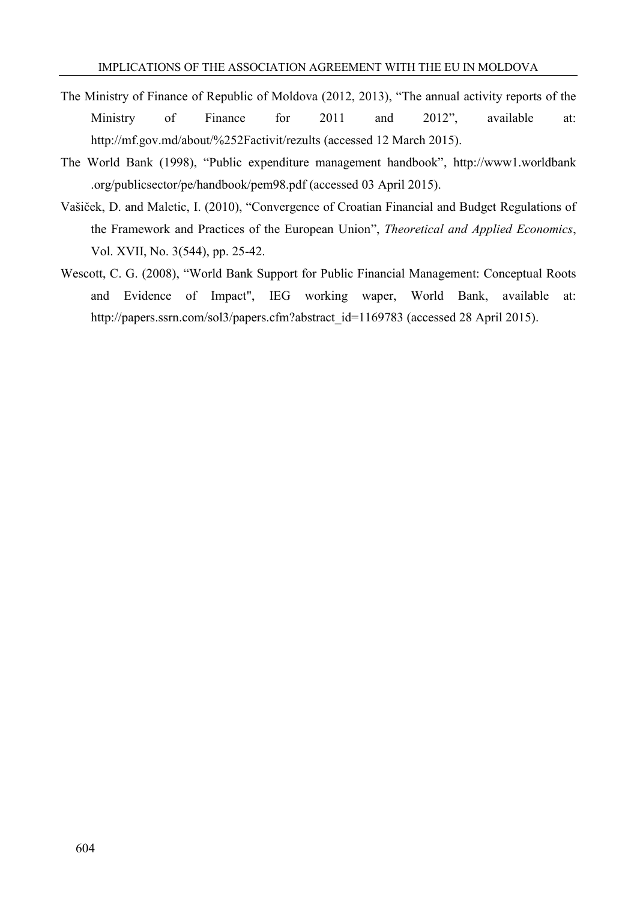The Ministry of Finance of Republic of Moldova (2012, 2013), “The annual activity reports of the Ministry of Finance for 2011 and 2012”, available at: http://mf.gov.md/about/%252Factivit/rezults (accessed 12 March 2015).

The World Bank (1998), “Public expenditure management handbook”, http://www1.worldbank.org/publicsector/pe/handbook/pem98.pdf (accessed 03 April 2015).

Vašiček, D. and Maletic, I. (2010), “Convergence of Croatian Financial and Budget Regulations of the Framework and Practices of the European Union”, *Theoretical and Applied Economics*, Vol. XVII, No. 3(544), pp. 25-42.

Wescott, C. G. (2008), “World Bank Support for Public Financial Management: Conceptual Roots and Evidence of Impact", IEG working waper, World Bank, available at: http://papers.ssrn.com/sol3/papers.cfm?abstract_id=1169783 (accessed 28 April 2015).